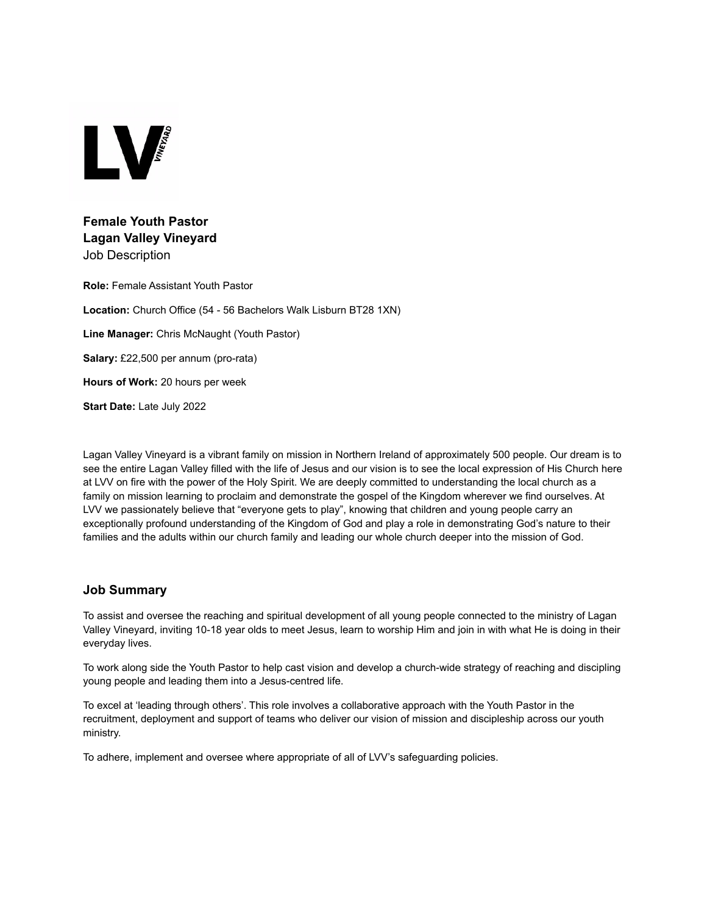**Female Youth Pastor**
**Lagan Valley Vineyard**
Job Description

**Role:** Female Assistant Youth Pastor

**Location:** Church Office (54 - 56 Bachelors Walk Lisburn BT28 1XN)

**Line Manager:** Chris McNaught (Youth Pastor)

**Salary:** £22,500 per annum (pro-rata)

**Hours of Work:** 20 hours per week

**Start Date:** Late July 2022

Lagan Valley Vineyard is a vibrant family on mission in Northern Ireland of approximately 500 people. Our dream is to see the entire Lagan Valley filled with the life of Jesus and our vision is to see the local expression of His Church here at LVV on fire with the power of the Holy Spirit. We are deeply committed to understanding the local church as a family on mission learning to proclaim and demonstrate the gospel of the Kingdom wherever we find ourselves. At LVV we passionately believe that "everyone gets to play", knowing that children and young people carry an exceptionally profound understanding of the Kingdom of God and play a role in demonstrating God's nature to their families and the adults within our church family and leading our whole church deeper into the mission of God.

## Job Summary

To assist and oversee the reaching and spiritual development of all young people connected to the ministry of Lagan Valley Vineyard, inviting 10-18 year olds to meet Jesus, learn to worship Him and join in with what He is doing in their everyday lives.

To work along side the Youth Pastor to help cast vision and develop a church-wide strategy of reaching and discipling young people and leading them into a Jesus-centred life.

To excel at 'leading through others'. This role involves a collaborative approach with the Youth Pastor in the recruitment, deployment and support of teams who deliver our vision of mission and discipleship across our youth ministry.

To adhere, implement and oversee where appropriate of all of LVV's safeguarding policies.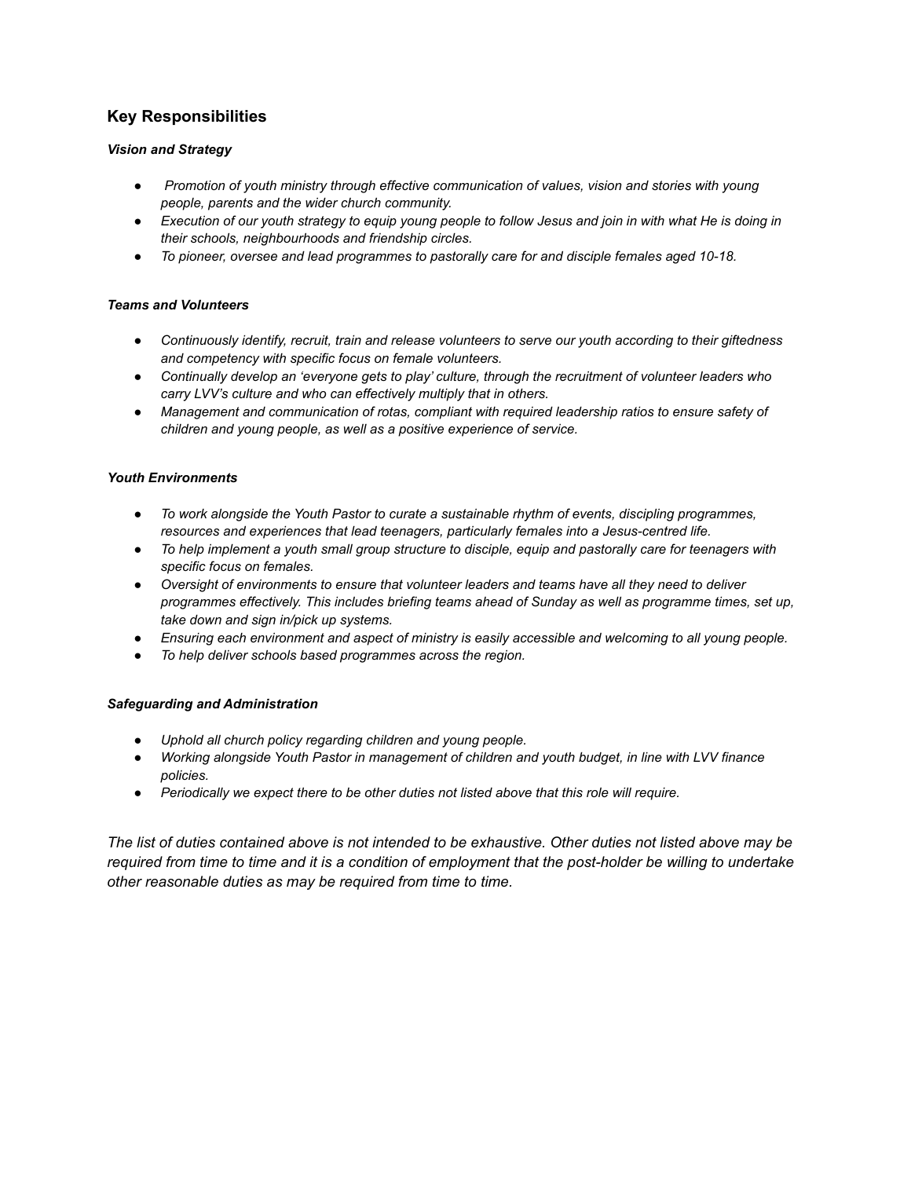## Key Responsibilities

***Vision and Strategy***

- *Promotion of youth ministry through effective communication of values, vision and stories with young people, parents and the wider church community.*
- *Execution of our youth strategy to equip young people to follow Jesus and join in with what He is doing in their schools, neighbourhoods and friendship circles.*
- *To pioneer, oversee and lead programmes to pastorally care for and disciple females aged 10-18.*

***Teams and Volunteers***

- *Continuously identify, recruit, train and release volunteers to serve our youth according to their giftedness and competency with specific focus on female volunteers.*
- *Continually develop an 'everyone gets to play' culture, through the recruitment of volunteer leaders who carry LVV's culture and who can effectively multiply that in others.*
- *Management and communication of rotas, compliant with required leadership ratios to ensure safety of children and young people, as well as a positive experience of service.*

***Youth Environments***

- *To work alongside the Youth Pastor to curate a sustainable rhythm of events, discipling programmes, resources and experiences that lead teenagers, particularly females into a Jesus-centred life.*
- *To help implement a youth small group structure to disciple, equip and pastorally care for teenagers with specific focus on females.*
- *Oversight of environments to ensure that volunteer leaders and teams have all they need to deliver programmes effectively. This includes briefing teams ahead of Sunday as well as programme times, set up, take down and sign in/pick up systems.*
- *Ensuring each environment and aspect of ministry is easily accessible and welcoming to all young people.*
- *To help deliver schools based programmes across the region.*

***Safeguarding and Administration***

- *Uphold all church policy regarding children and young people.*
- *Working alongside Youth Pastor in management of children and youth budget, in line with LVV finance policies.*
- *Periodically we expect there to be other duties not listed above that this role will require.*

*The list of duties contained above is not intended to be exhaustive. Other duties not listed above may be required from time to time and it is a condition of employment that the post-holder be willing to undertake other reasonable duties as may be required from time to time.*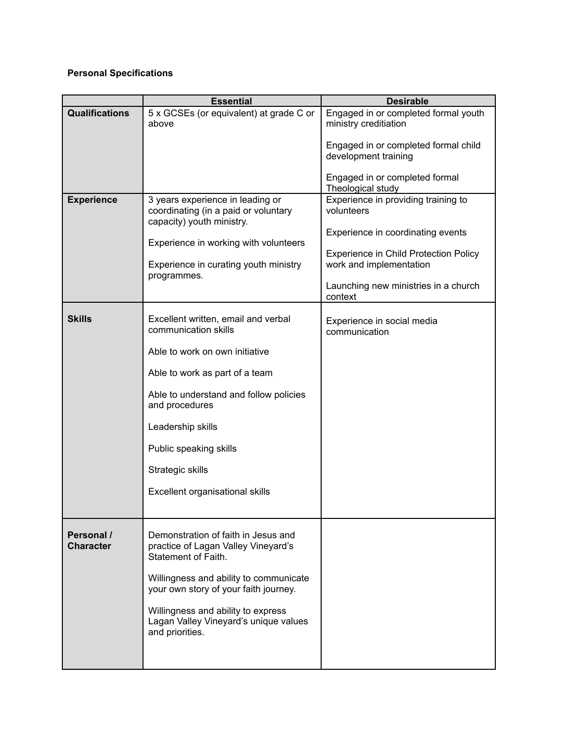**Personal Specifications**

| | Essential | Desirable |
|---|---|---|
| **Qualifications** | 5 x GCSEs (or equivalent) at grade C or above | Engaged in or completed formal youth ministry creditiation<br><br>Engaged in or completed formal child development training<br><br>Engaged in or completed formal Theological study |
| **Experience** | 3 years experience in leading or coordinating (in a paid or voluntary capacity) youth ministry.<br><br>Experience in working with volunteers<br><br>Experience in curating youth ministry programmes. | Experience in providing training to volunteers<br><br>Experience in coordinating events<br><br>Experience in Child Protection Policy work and implementation<br><br>Launching new ministries in a church context |
| **Skills** | Excellent written, email and verbal communication skills<br><br>Able to work on own initiative<br><br>Able to work as part of a team<br><br>Able to understand and follow policies and procedures<br><br>Leadership skills<br><br>Public speaking skills<br><br>Strategic skills<br><br>Excellent organisational skills | Experience in social media communication |
| **Personal / Character** | Demonstration of faith in Jesus and practice of Lagan Valley Vineyard's Statement of Faith.<br><br>Willingness and ability to communicate your own story of your faith journey.<br><br>Willingness and ability to express Lagan Valley Vineyard's unique values and priorities. | |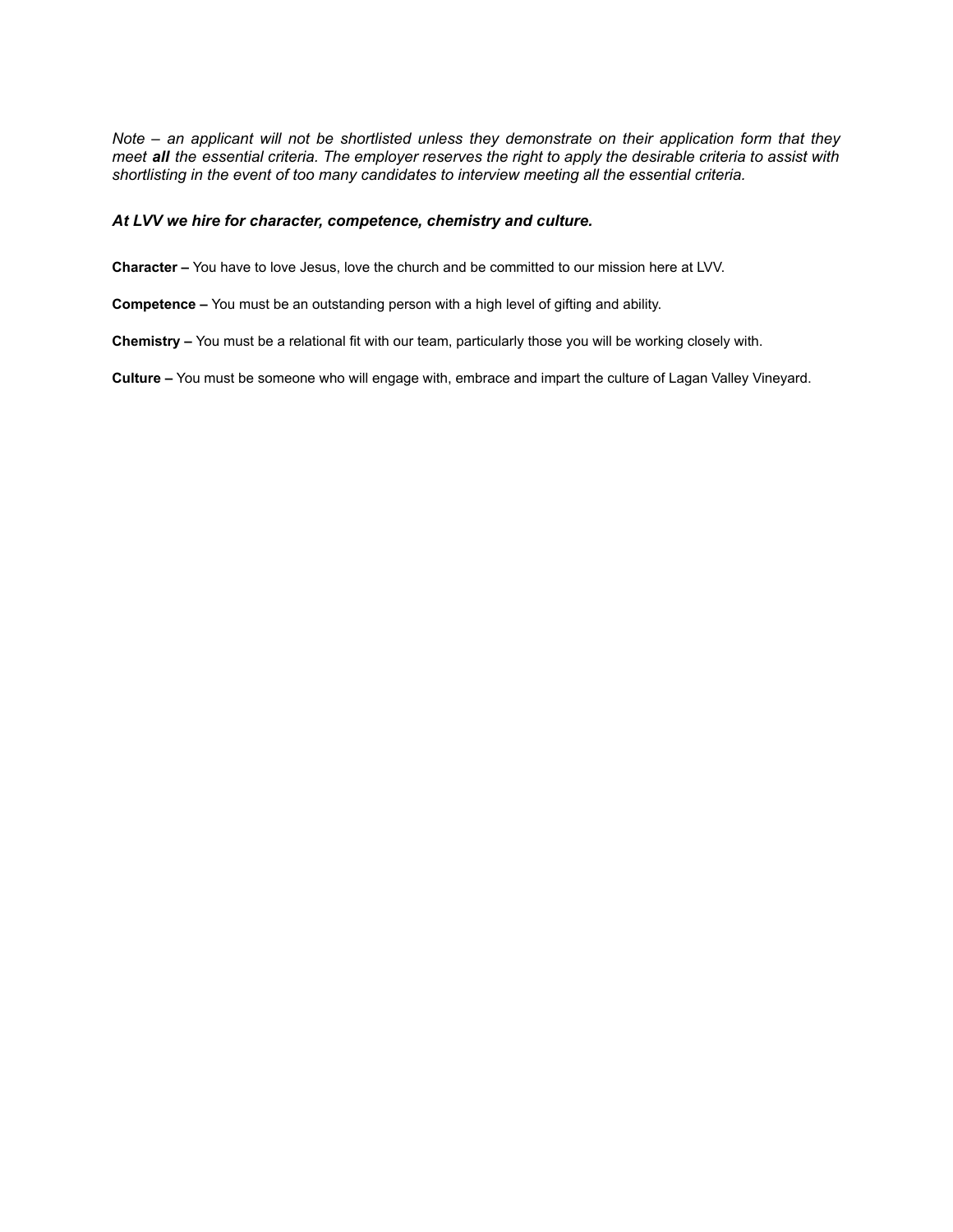*Note – an applicant will not be shortlisted unless they demonstrate on their application form that they meet **all** the essential criteria. The employer reserves the right to apply the desirable criteria to assist with shortlisting in the event of too many candidates to interview meeting all the essential criteria.*

***At LVV we hire for character, competence, chemistry and culture.***

**Character –** You have to love Jesus, love the church and be committed to our mission here at LVV.

**Competence –** You must be an outstanding person with a high level of gifting and ability.

**Chemistry –** You must be a relational fit with our team, particularly those you will be working closely with.

**Culture –** You must be someone who will engage with, embrace and impart the culture of Lagan Valley Vineyard.